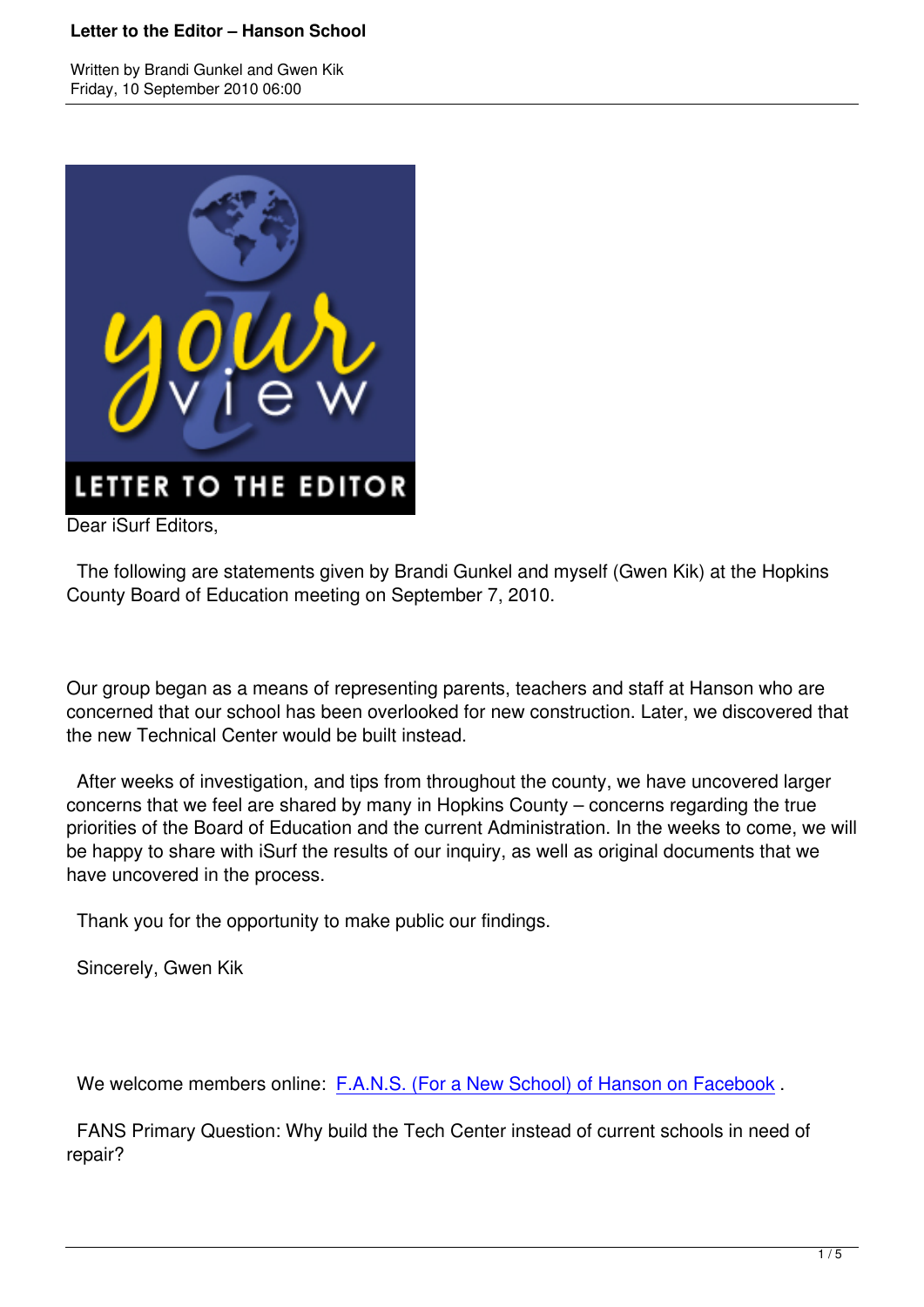# Letter to the Editor – Hanson School

Written by Brandi Gunkel and Gwen Kik
Friday, 10 September 2010 06:00

Dear iSurf Editors,

The following are statements given by Brandi Gunkel and myself (Gwen Kik) at the Hopkins County Board of Education meeting on September 7, 2010.

Our group began as a means of representing parents, teachers and staff at Hanson who are concerned that our school has been overlooked for new construction. Later, we discovered that the new Technical Center would be built instead.

After weeks of investigation, and tips from throughout the county, we have uncovered larger concerns that we feel are shared by many in Hopkins County – concerns regarding the true priorities of the Board of Education and the current Administration. In the weeks to come, we will be happy to share with iSurf the results of our inquiry, as well as original documents that we have uncovered in the process.

Thank you for the opportunity to make public our findings.

Sincerely, Gwen Kik

We welcome members online: F.A.N.S. (For a New School) of Hanson on Facebook .

FANS Primary Question: Why build the Tech Center instead of current schools in need of repair?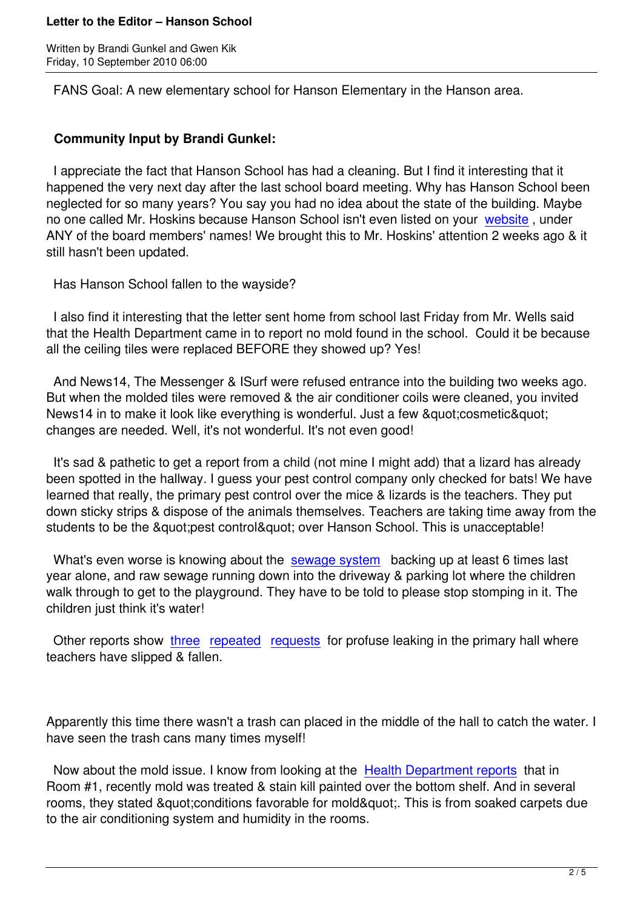FANS Goal: A new elementary school for Hanson Elementary in the Hanson area.

**Community Input by Brandi Gunkel:**

I appreciate the fact that Hanson School has had a cleaning. But I find it interesting that it happened the very next day after the last school board meeting. Why has Hanson School been neglected for so many years? You say you had no idea about the state of the building. Maybe no one called Mr. Hoskins because Hanson School isn't even listed on your website, under ANY of the board members' names! We brought this to Mr. Hoskins' attention 2 weeks ago & it still hasn't been updated.

Has Hanson School fallen to the wayside?

I also find it interesting that the letter sent home from school last Friday from Mr. Wells said that the Health Department came in to report no mold found in the school. Could it be because all the ceiling tiles were replaced BEFORE they showed up? Yes!

And News14, The Messenger & ISurf were refused entrance into the building two weeks ago. But when the molded tiles were removed & the air conditioner coils were cleaned, you invited News14 in to make it look like everything is wonderful. Just a few "cosmetic" changes are needed. Well, it's not wonderful. It's not even good!

It's sad & pathetic to get a report from a child (not mine I might add) that a lizard has already been spotted in the hallway. I guess your pest control company only checked for bats! We have learned that really, the primary pest control over the mice & lizards is the teachers. They put down sticky strips & dispose of the animals themselves. Teachers are taking time away from the students to be the "pest control" over Hanson School. This is unacceptable!

What's even worse is knowing about the sewage system backing up at least 6 times last year alone, and raw sewage running down into the driveway & parking lot where the children walk through to get to the playground. They have to be told to please stop stomping in it. The children just think it's water!

Other reports show three repeated requests for profuse leaking in the primary hall where teachers have slipped & fallen.

Apparently this time there wasn't a trash can placed in the middle of the hall to catch the water. I have seen the trash cans many times myself!

Now about the mold issue. I know from looking at the Health Department reports that in Room #1, recently mold was treated & stain kill painted over the bottom shelf. And in several rooms, they stated "conditions favorable for mold". This is from soaked carpets due to the air conditioning system and humidity in the rooms.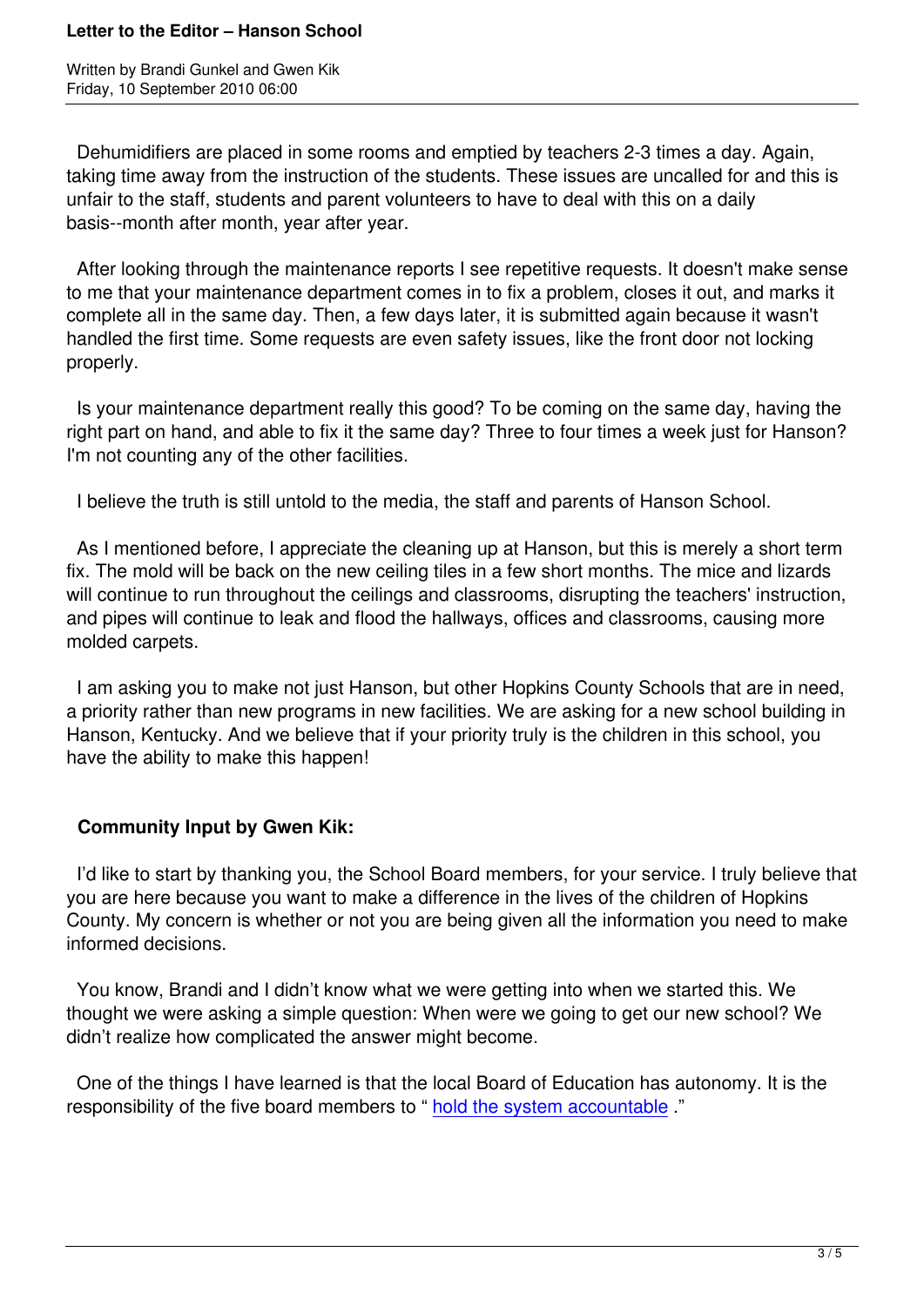Dehumidifiers are placed in some rooms and emptied by teachers 2-3 times a day. Again, taking time away from the instruction of the students. These issues are uncalled for and this is unfair to the staff, students and parent volunteers to have to deal with this on a daily basis--month after month, year after year.

After looking through the maintenance reports I see repetitive requests. It doesn't make sense to me that your maintenance department comes in to fix a problem, closes it out, and marks it complete all in the same day. Then, a few days later, it is submitted again because it wasn't handled the first time. Some requests are even safety issues, like the front door not locking properly.

Is your maintenance department really this good? To be coming on the same day, having the right part on hand, and able to fix it the same day? Three to four times a week just for Hanson? I'm not counting any of the other facilities.

I believe the truth is still untold to the media, the staff and parents of Hanson School.

As I mentioned before, I appreciate the cleaning up at Hanson, but this is merely a short term fix. The mold will be back on the new ceiling tiles in a few short months. The mice and lizards will continue to run throughout the ceilings and classrooms, disrupting the teachers' instruction, and pipes will continue to leak and flood the hallways, offices and classrooms, causing more molded carpets.

I am asking you to make not just Hanson, but other Hopkins County Schools that are in need, a priority rather than new programs in new facilities. We are asking for a new school building in Hanson, Kentucky. And we believe that if your priority truly is the children in this school, you have the ability to make this happen!

**Community Input by Gwen Kik:**

I'd like to start by thanking you, the School Board members, for your service. I truly believe that you are here because you want to make a difference in the lives of the children of Hopkins County. My concern is whether or not you are being given all the information you need to make informed decisions.

You know, Brandi and I didn't know what we were getting into when we started this. We thought we were asking a simple question: When were we going to get our new school? We didn't realize how complicated the answer might become.

One of the things I have learned is that the local Board of Education has autonomy. It is the responsibility of the five board members to " hold the system accountable ."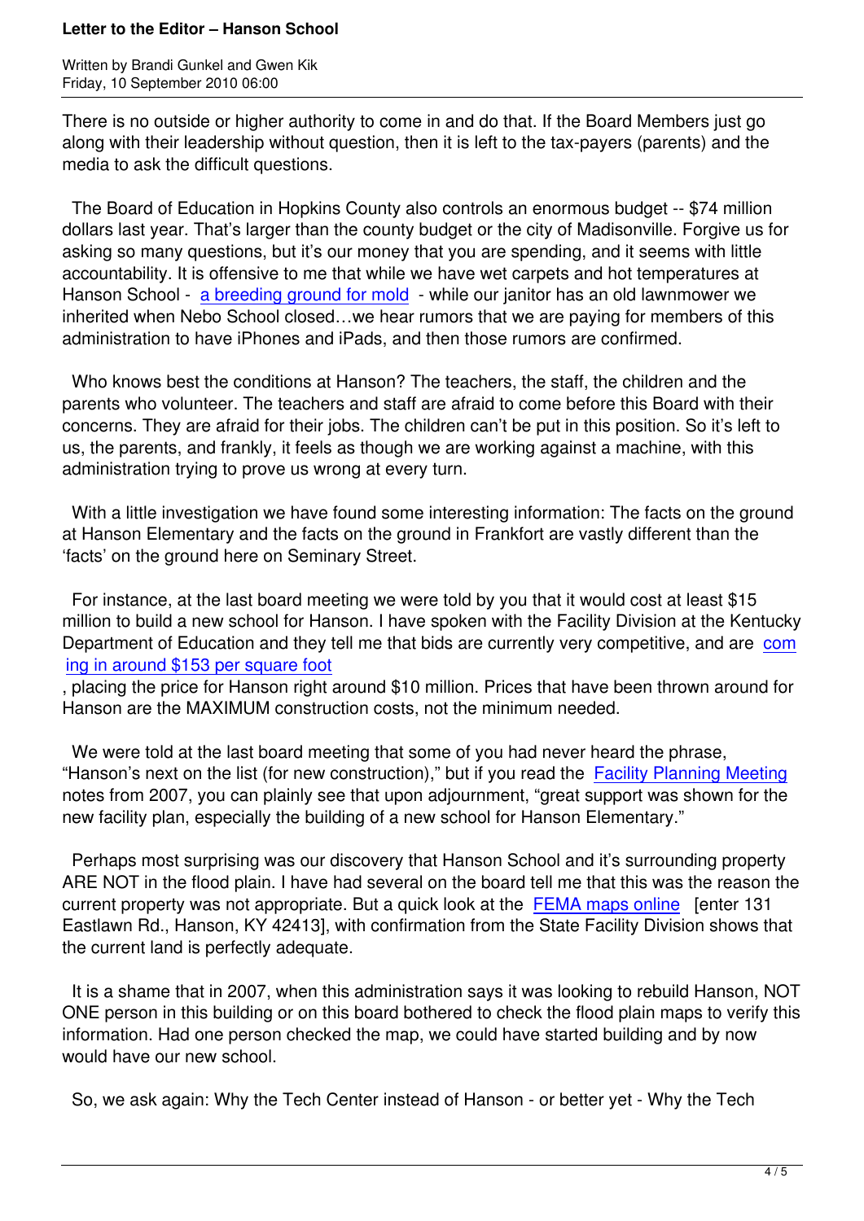There is no outside or higher authority to come in and do that. If the Board Members just go along with their leadership without question, then it is left to the tax-payers (parents) and the media to ask the difficult questions.

The Board of Education in Hopkins County also controls an enormous budget -- $74 million dollars last year. That's larger than the county budget or the city of Madisonville. Forgive us for asking so many questions, but it's our money that you are spending, and it seems with little accountability. It is offensive to me that while we have wet carpets and hot temperatures at Hanson School - a breeding ground for mold - while our janitor has an old lawnmower we inherited when Nebo School closed…we hear rumors that we are paying for members of this administration to have iPhones and iPads, and then those rumors are confirmed.

Who knows best the conditions at Hanson? The teachers, the staff, the children and the parents who volunteer. The teachers and staff are afraid to come before this Board with their concerns. They are afraid for their jobs. The children can't be put in this position. So it's left to us, the parents, and frankly, it feels as though we are working against a machine, with this administration trying to prove us wrong at every turn.

With a little investigation we have found some interesting information: The facts on the ground at Hanson Elementary and the facts on the ground in Frankfort are vastly different than the 'facts' on the ground here on Seminary Street.

For instance, at the last board meeting we were told by you that it would cost at least $15 million to build a new school for Hanson. I have spoken with the Facility Division at the Kentucky Department of Education and they tell me that bids are currently very competitive, and are coming in around $153 per square foot, placing the price for Hanson right around $10 million. Prices that have been thrown around for Hanson are the MAXIMUM construction costs, not the minimum needed.

We were told at the last board meeting that some of you had never heard the phrase, "Hanson's next on the list (for new construction)," but if you read the Facility Planning Meeting notes from 2007, you can plainly see that upon adjournment, "great support was shown for the new facility plan, especially the building of a new school for Hanson Elementary."

Perhaps most surprising was our discovery that Hanson School and it's surrounding property ARE NOT in the flood plain. I have had several on the board tell me that this was the reason the current property was not appropriate. But a quick look at the FEMA maps online [enter 131 Eastlawn Rd., Hanson, KY 42413], with confirmation from the State Facility Division shows that the current land is perfectly adequate.

It is a shame that in 2007, when this administration says it was looking to rebuild Hanson, NOT ONE person in this building or on this board bothered to check the flood plain maps to verify this information. Had one person checked the map, we could have started building and by now would have our new school.

So, we ask again: Why the Tech Center instead of Hanson - or better yet - Why the Tech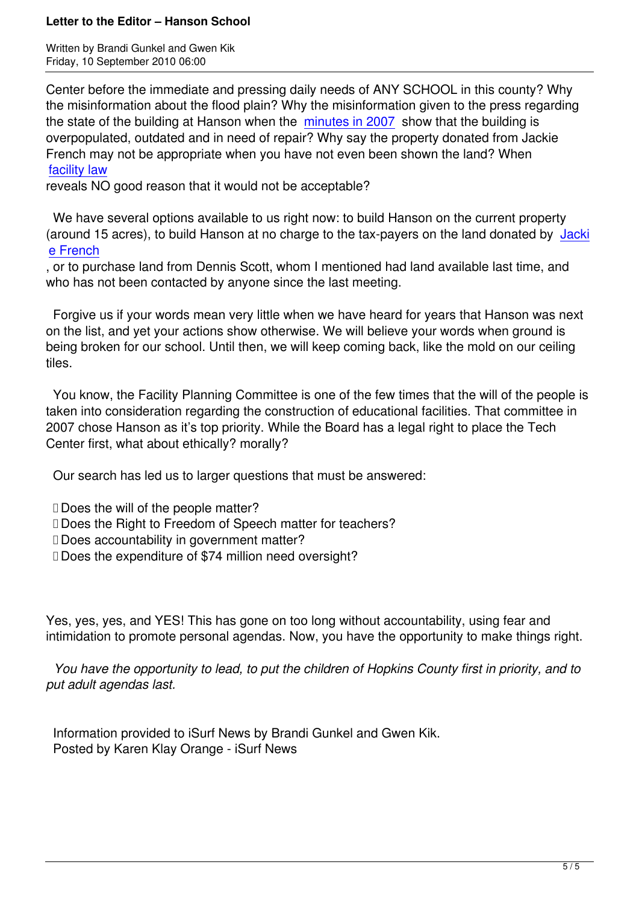Center before the immediate and pressing daily needs of ANY SCHOOL in this county? Why the misinformation about the flood plain? Why the misinformation given to the press regarding the state of the building at Hanson when the minutes in 2007 show that the building is overpopulated, outdated and in need of repair? Why say the property donated from Jackie French may not be appropriate when you have not even been shown the land? When facility law reveals NO good reason that it would not be acceptable?

We have several options available to us right now: to build Hanson on the current property (around 15 acres), to build Hanson at no charge to the tax-payers on the land donated by Jackie French, or to purchase land from Dennis Scott, whom I mentioned had land available last time, and who has not been contacted by anyone since the last meeting.

Forgive us if your words mean very little when we have heard for years that Hanson was next on the list, and yet your actions show otherwise. We will believe your words when ground is being broken for our school. Until then, we will keep coming back, like the mold on our ceiling tiles.

You know, the Facility Planning Committee is one of the few times that the will of the people is taken into consideration regarding the construction of educational facilities. That committee in 2007 chose Hanson as it's top priority. While the Board has a legal right to place the Tech Center first, what about ethically? morally?

Our search has led us to larger questions that must be answered:

- Does the will of the people matter?
- Does the Right to Freedom of Speech matter for teachers?
- Does accountability in government matter?
- Does the expenditure of $74 million need oversight?

Yes, yes, yes, and YES! This has gone on too long without accountability, using fear and intimidation to promote personal agendas. Now, you have the opportunity to make things right.

*You have the opportunity to lead, to put the children of Hopkins County first in priority, and to put adult agendas last.*

Information provided to iSurf News by Brandi Gunkel and Gwen Kik.
Posted by Karen Klay Orange - iSurf News